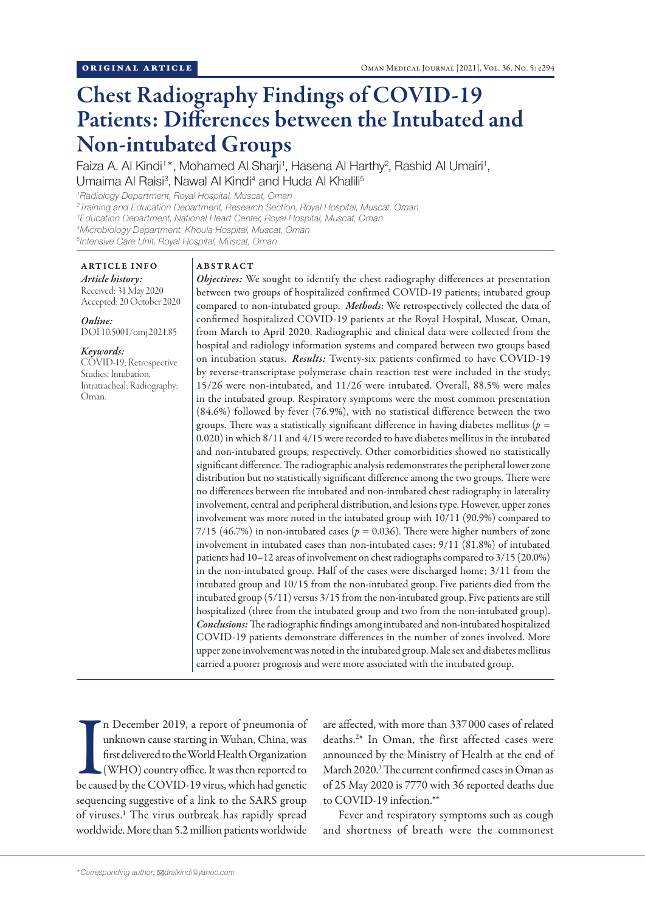ORIGINAL ARTICLE

# Chest Radiography Findings of COVID-19 Patients: Differences between the Intubated and Non-intubated Groups

Faiza A. Al Kindi[1]*, Mohamed Al Sharji[1], Hasena Al Harthy[2], Rashid Al Umairi[1], Umaima Al Raisi[3], Nawal Al Kindi[4] and Huda Al Khalili[5]

[1]*Radiology Department, Royal Hospital, Muscat, Oman*
[2]*Training and Education Department, Research Section, Royal Hospital, Muscat, Oman*
[3]*Education Department, National Heart Center, Royal Hospital, Muscat, Oman*
[4]*Microbiology Department, Khoula Hospital, Muscat, Oman*
[5]*Intensive Care Unit, Royal Hospital, Muscat, Oman*

**ARTICLE INFO**

*Article history:*
Received: 31 May 2020
Accepted: 20 October 2020

*Online:*
DOI 10.5001/omj.2021.85

*Keywords:*
COVID-19; Retrospective Studies; Intubation, Intratracheal; Radiography; Oman.

**ABSTRACT**

***Objectives:*** We sought to identify the chest radiography differences at presentation between two groups of hospitalized confirmed COVID-19 patients; intubated group compared to non-intubated group. ***Methods***: We retrospectively collected the data of confirmed hospitalized COVID-19 patients at the Royal Hospital, Muscat, Oman, from March to April 2020. Radiographic and clinical data were collected from the hospital and radiology information systems and compared between two groups based on intubation status. ***Results:*** Twenty-six patients confirmed to have COVID-19 by reverse-transcriptase polymerase chain reaction test were included in the study; 15/26 were non-intubated, and 11/26 were intubated. Overall, 88.5% were males in the intubated group. Respiratory symptoms were the most common presentation (84.6%) followed by fever (76.9%), with no statistical difference between the two groups. There was a statistically significant difference in having diabetes mellitus ($p = 0.020$) in which 8/11 and 4/15 were recorded to have diabetes mellitus in the intubated and non-intubated groups, respectively. Other comorbidities showed no statistically significant difference. The radiographic analysis redemonstrates the peripheral lower zone distribution but no statistically significant difference among the two groups. There were no differences between the intubated and non-intubated chest radiography in laterality involvement, central and peripheral distribution, and lesions type. However, upper zones involvement was more noted in the intubated group with 10/11 (90.9%) compared to 7/15 (46.7%) in non-intubated cases ($p = 0.036$). There were higher numbers of zone involvement in intubated cases than non-intubated cases: 9/11 (81.8%) of intubated patients had 10–12 areas of involvement on chest radiographs compared to 3/15 (20.0%) in the non-intubated group. Half of the cases were discharged home; 3/11 from the intubated group and 10/15 from the non-intubated group. Five patients died from the intubated group (5/11) versus 3/15 from the non-intubated group. Five patients are still hospitalized (three from the intubated group and two from the non-intubated group). ***Conclusions:*** The radiographic findings among intubated and non-intubated hospitalized COVID-19 patients demonstrate differences in the number of zones involved. More upper zone involvement was noted in the intubated group. Male sex and diabetes mellitus carried a poorer prognosis and were more associated with the intubated group.

In December 2019, a report of pneumonia of unknown cause starting in Wuhan, China, was first delivered to the World Health Organization (WHO) country office. It was then reported to be caused by the COVID-19 virus, which had genetic sequencing suggestive of a link to the SARS group of viruses.[1] The virus outbreak has rapidly spread worldwide. More than 5.2 million patients worldwide are affected, with more than 337 000 cases of related deaths.[2]* In Oman, the first affected cases were announced by the Ministry of Health at the end of March 2020.[3] The current confirmed cases in Oman as of 25 May 2020 is 7770 with 36 reported deaths due to COVID-19 infection.**

Fever and respiratory symptoms such as cough and shortness of breath were the commonest

*Corresponding author: dralkindi@yahoo.com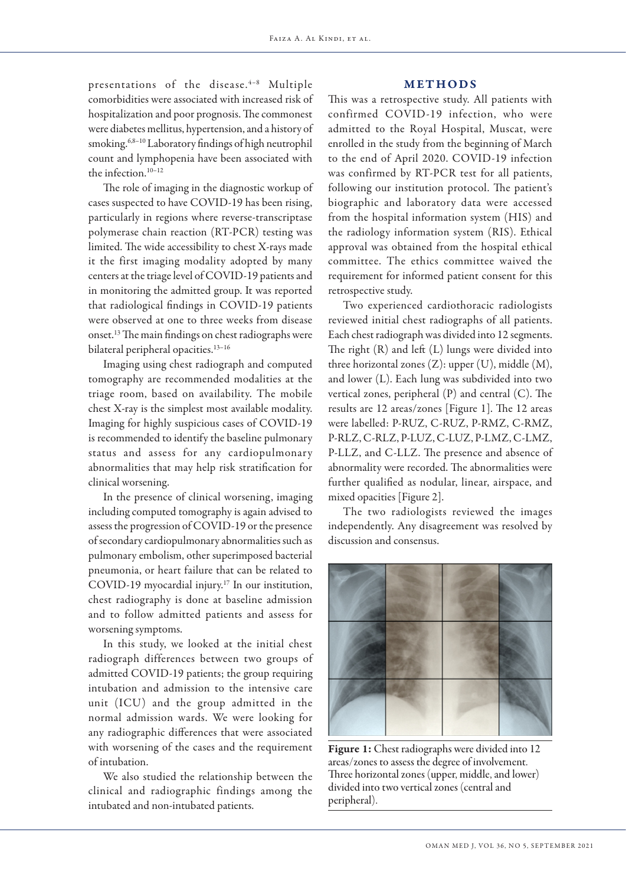presentations of the disease.[4–8] Multiple comorbidities were associated with increased risk of hospitalization and poor prognosis. The commonest were diabetes mellitus, hypertension, and a history of smoking.[6,8–10] Laboratory findings of high neutrophil count and lymphopenia have been associated with the infection.[10–12]

The role of imaging in the diagnostic workup of cases suspected to have COVID-19 has been rising, particularly in regions where reverse-transcriptase polymerase chain reaction (RT-PCR) testing was limited. The wide accessibility to chest X-rays made it the first imaging modality adopted by many centers at the triage level of COVID-19 patients and in monitoring the admitted group. It was reported that radiological findings in COVID-19 patients were observed at one to three weeks from disease onset.[13] The main findings on chest radiographs were bilateral peripheral opacities.[13–16]

Imaging using chest radiograph and computed tomography are recommended modalities at the triage room, based on availability. The mobile chest X-ray is the simplest most available modality. Imaging for highly suspicious cases of COVID-19 is recommended to identify the baseline pulmonary status and assess for any cardiopulmonary abnormalities that may help risk stratification for clinical worsening.

In the presence of clinical worsening, imaging including computed tomography is again advised to assess the progression of COVID-19 or the presence of secondary cardiopulmonary abnormalities such as pulmonary embolism, other superimposed bacterial pneumonia, or heart failure that can be related to COVID-19 myocardial injury.[17] In our institution, chest radiography is done at baseline admission and to follow admitted patients and assess for worsening symptoms.

In this study, we looked at the initial chest radiograph differences between two groups of admitted COVID-19 patients; the group requiring intubation and admission to the intensive care unit (ICU) and the group admitted in the normal admission wards. We were looking for any radiographic differences that were associated with worsening of the cases and the requirement of intubation.

We also studied the relationship between the clinical and radiographic findings among the intubated and non-intubated patients.

## METHODS

This was a retrospective study. All patients with confirmed COVID-19 infection, who were admitted to the Royal Hospital, Muscat, were enrolled in the study from the beginning of March to the end of April 2020. COVID-19 infection was confirmed by RT-PCR test for all patients, following our institution protocol. The patient's biographic and laboratory data were accessed from the hospital information system (HIS) and the radiology information system (RIS). Ethical approval was obtained from the hospital ethical committee. The ethics committee waived the requirement for informed patient consent for this retrospective study.

Two experienced cardiothoracic radiologists reviewed initial chest radiographs of all patients. Each chest radiograph was divided into 12 segments. The right (R) and left (L) lungs were divided into three horizontal zones (Z): upper (U), middle (M), and lower (L). Each lung was subdivided into two vertical zones, peripheral (P) and central (C). The results are 12 areas/zones [Figure 1]. The 12 areas were labelled: P-RUZ, C-RUZ, P-RMZ, C-RMZ, P-RLZ, C-RLZ, P-LUZ, C-LUZ, P-LMZ, C-LMZ, P-LLZ, and C-LLZ. The presence and absence of abnormality were recorded. The abnormalities were further qualified as nodular, linear, airspace, and mixed opacities [Figure 2].

The two radiologists reviewed the images independently. Any disagreement was resolved by discussion and consensus.

**Figure 1:** Chest radiographs were divided into 12 areas/zones to assess the degree of involvement. Three horizontal zones (upper, middle, and lower) divided into two vertical zones (central and peripheral).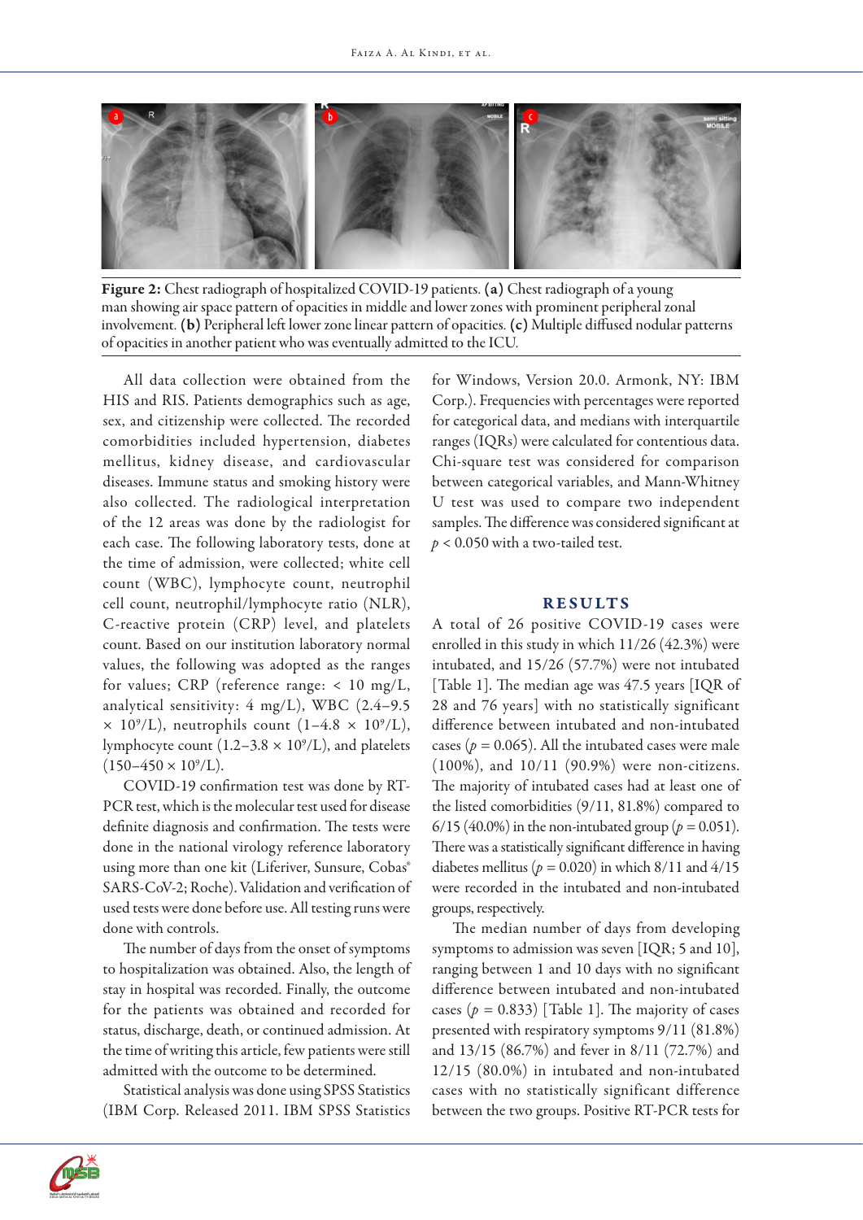Figure 2: Chest radiograph of hospitalized COVID-19 patients. **(a)** Chest radiograph of a young man showing air space pattern of opacities in middle and lower zones with prominent peripheral zonal involvement. **(b)** Peripheral left lower zone linear pattern of opacities. **(c)** Multiple diffused nodular patterns of opacities in another patient who was eventually admitted to the ICU.

All data collection were obtained from the HIS and RIS. Patients demographics such as age, sex, and citizenship were collected. The recorded comorbidities included hypertension, diabetes mellitus, kidney disease, and cardiovascular diseases. Immune status and smoking history were also collected. The radiological interpretation of the 12 areas was done by the radiologist for each case. The following laboratory tests, done at the time of admission, were collected; white cell count (WBC), lymphocyte count, neutrophil cell count, neutrophil/lymphocyte ratio (NLR), C-reactive protein (CRP) level, and platelets count. Based on our institution laboratory normal values, the following was adopted as the ranges for values; CRP (reference range: < 10 mg/L, analytical sensitivity: 4 mg/L), WBC (2.4–9.5 $\times$ $10^9$/L), neutrophils count (1–4.8 $\times$ $10^9$/L), lymphocyte count (1.2–3.8 $\times$ $10^9$/L), and platelets (150–450 $\times$ $10^9$/L).

COVID-19 confirmation test was done by RT-PCR test, which is the molecular test used for disease definite diagnosis and confirmation. The tests were done in the national virology reference laboratory using more than one kit (Liferiver, Sunsure, Cobas® SARS-CoV-2; Roche). Validation and verification of used tests were done before use. All testing runs were done with controls.

The number of days from the onset of symptoms to hospitalization was obtained. Also, the length of stay in hospital was recorded. Finally, the outcome for the patients was obtained and recorded for status, discharge, death, or continued admission. At the time of writing this article, few patients were still admitted with the outcome to be determined.

Statistical analysis was done using SPSS Statistics (IBM Corp. Released 2011. IBM SPSS Statistics for Windows, Version 20.0. Armonk, NY: IBM Corp.). Frequencies with percentages were reported for categorical data, and medians with interquartile ranges (IQRs) were calculated for contentious data. Chi-square test was considered for comparison between categorical variables, and Mann-Whitney U test was used to compare two independent samples. The difference was considered significant at $p < 0.050$ with a two-tailed test.

## RESULTS

A total of 26 positive COVID-19 cases were enrolled in this study in which 11/26 (42.3%) were intubated, and 15/26 (57.7%) were not intubated [Table 1]. The median age was 47.5 years [IQR of 28 and 76 years] with no statistically significant difference between intubated and non-intubated cases ($p = 0.065$). All the intubated cases were male (100%), and 10/11 (90.9%) were non-citizens. The majority of intubated cases had at least one of the listed comorbidities (9/11, 81.8%) compared to 6/15 (40.0%) in the non-intubated group ($p = 0.051$). There was a statistically significant difference in having diabetes mellitus ($p = 0.020$) in which 8/11 and 4/15 were recorded in the intubated and non-intubated groups, respectively.

The median number of days from developing symptoms to admission was seven [IQR; 5 and 10], ranging between 1 and 10 days with no significant difference between intubated and non-intubated cases ($p = 0.833$) [Table 1]. The majority of cases presented with respiratory symptoms 9/11 (81.8%) and 13/15 (86.7%) and fever in 8/11 (72.7%) and 12/15 (80.0%) in intubated and non-intubated cases with no statistically significant difference between the two groups. Positive RT-PCR tests for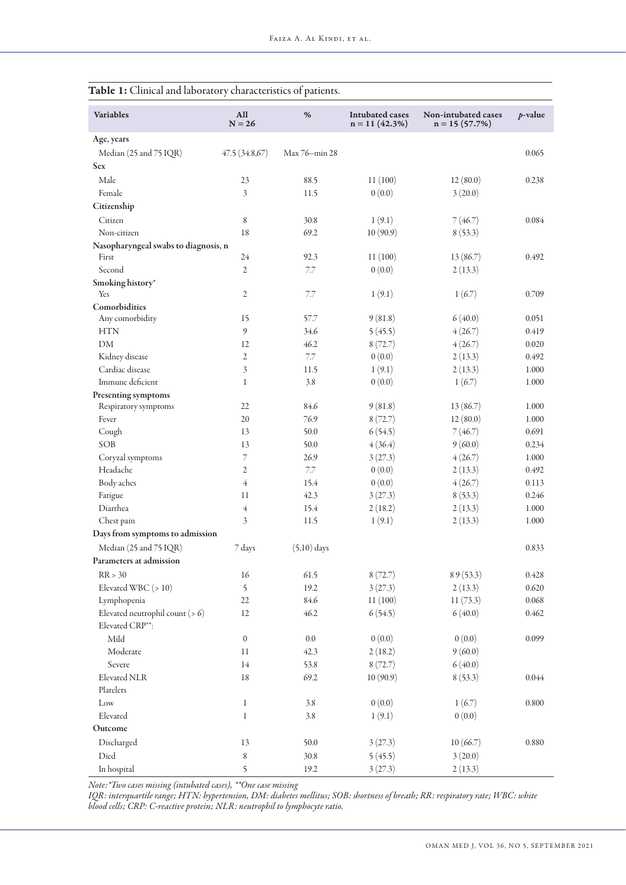**Table 1:** Clinical and laboratory characteristics of patients.

| Variables | All N = 26 | % | Intubated cases n = 11 (42.3%) | Non-intubated cases n = 15 (57.7%) | *p*-value |
|---|---|---|---|---|---|
| **Age, years** | | | | | |
| Median (25 and 75 IQR) | 47.5 (34.8,67) | Max 76–min 28 | | | 0.065 |
| **Sex** | | | | | |
| Male | 23 | 88.5 | 11 (100) | 12 (80.0) | 0.238 |
| Female | 3 | 11.5 | 0 (0.0) | 3 (20.0) | |
| **Citizenship** | | | | | |
| Citizen | 8 | 30.8 | 1 (9.1) | 7 (46.7) | 0.084 |
| Non-citizen | 18 | 69.2 | 10 (90.9) | 8 (53.3) | |
| **Nasopharyngeal swabs to diagnosis, n** | | | | | |
| First | 24 | 92.3 | 11 (100) | 13 (86.7) | 0.492 |
| Second | 2 | 7.7 | 0 (0.0) | 2 (13.3) | |
| **Smoking history*** | | | | | |
| Yes | 2 | 7.7 | 1 (9.1) | 1 (6.7) | 0.709 |
| **Comorbidities** | | | | | |
| Any comorbidity | 15 | 57.7 | 9 (81.8) | 6 (40.0) | 0.051 |
| HTN | 9 | 34.6 | 5 (45.5) | 4 (26.7) | 0.419 |
| DM | 12 | 46.2 | 8 (72.7) | 4 (26.7) | 0.020 |
| Kidney disease | 2 | 7.7 | 0 (0.0) | 2 (13.3) | 0.492 |
| Cardiac disease | 3 | 11.5 | 1 (9.1) | 2 (13.3) | 1.000 |
| Immune deficient | 1 | 3.8 | 0 (0.0) | 1 (6.7) | 1.000 |
| **Presenting symptoms** | | | | | |
| Respiratory symptoms | 22 | 84.6 | 9 (81.8) | 13 (86.7) | 1.000 |
| Fever | 20 | 76.9 | 8 (72.7) | 12 (80.0) | 1.000 |
| Cough | 13 | 50.0 | 6 (54.5) | 7 (46.7) | 0.691 |
| SOB | 13 | 50.0 | 4 (36.4) | 9 (60.0) | 0.234 |
| Coryzal symptoms | 7 | 26.9 | 3 (27.3) | 4 (26.7) | 1.000 |
| Headache | 2 | 7.7 | 0 (0.0) | 2 (13.3) | 0.492 |
| Body aches | 4 | 15.4 | 0 (0.0) | 4 (26.7) | 0.113 |
| Fatigue | 11 | 42.3 | 3 (27.3) | 8 (53.3) | 0.246 |
| Diarrhea | 4 | 15.4 | 2 (18.2) | 2 (13.3) | 1.000 |
| Chest pain | 3 | 11.5 | 1 (9.1) | 2 (13.3) | 1.000 |
| **Days from symptoms to admission** | | | | | |
| Median (25 and 75 IQR) | 7 days | (5,10) days | | | 0.833 |
| **Parameters at admission** | | | | | |
| RR > 30 | 16 | 61.5 | 8 (72.7) | 8 9 (53.3) | 0.428 |
| Elevated WBC (> 10) | 5 | 19.2 | 3 (27.3) | 2 (13.3) | 0.620 |
| Lymphopenia | 22 | 84.6 | 11 (100) | 11 (73.3) | 0.068 |
| Elevated neutrophil count (> 6) | 12 | 46.2 | 6 (54.5) | 6 (40.0) | 0.462 |
| Elevated CRP**: | | | | | |
| Mild | 0 | 0.0 | 0 (0.0) | 0 (0.0) | 0.099 |
| Moderate | 11 | 42.3 | 2 (18.2) | 9 (60.0) | |
| Severe | 14 | 53.8 | 8 (72.7) | 6 (40.0) | |
| Elevated NLR | 18 | 69.2 | 10 (90.9) | 8 (53.3) | 0.044 |
| Platelets | | | | | |
| Low | 1 | 3.8 | 0 (0.0) | 1 (6.7) | 0.800 |
| Elevated | 1 | 3.8 | 1 (9.1) | 0 (0.0) | |
| **Outcome** | | | | | |
| Discharged | 13 | 50.0 | 3 (27.3) | 10 (66.7) | 0.880 |
| Died | 8 | 30.8 | 5 (45.5) | 3 (20.0) | |
| In hospital | 5 | 19.2 | 3 (27.3) | 2 (13.3) | |

*Note: *Two cases missing (intubated cases), **One case missing*

*IQR: interquartile range; HTN: hypertension, DM: diabetes mellitus; SOB: shortness of breath; RR: respiratory rate; WBC: white blood cells; CRP: C-reactive protein; NLR: neutrophil to lymphocyte ratio.*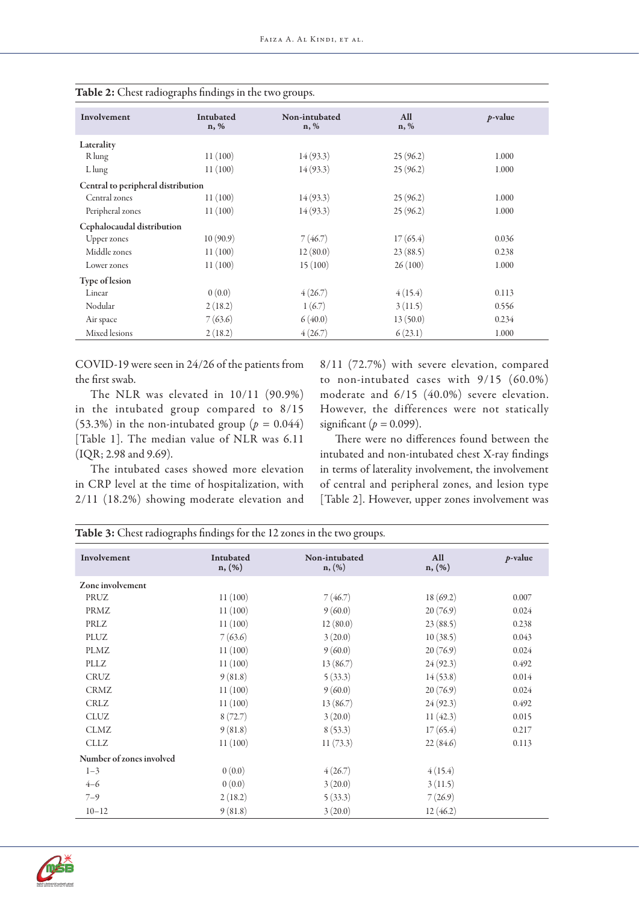**Table 2:** Chest radiographs findings in the two groups.

| Involvement | Intubated n, % | Non-intubated n, % | All n, % | *p*-value |
|---|---|---|---|---|
| **Laterality** | | | | |
| R lung | 11 (100) | 14 (93.3) | 25 (96.2) | 1.000 |
| L lung | 11 (100) | 14 (93.3) | 25 (96.2) | 1.000 |
| **Central to peripheral distribution** | | | | |
| Central zones | 11 (100) | 14 (93.3) | 25 (96.2) | 1.000 |
| Peripheral zones | 11 (100) | 14 (93.3) | 25 (96.2) | 1.000 |
| **Cephalocaudal distribution** | | | | |
| Upper zones | 10 (90.9) | 7 (46.7) | 17 (65.4) | 0.036 |
| Middle zones | 11 (100) | 12 (80.0) | 23 (88.5) | 0.238 |
| Lower zones | 11 (100) | 15 (100) | 26 (100) | 1.000 |
| **Type of lesion** | | | | |
| Linear | 0 (0.0) | 4 (26.7) | 4 (15.4) | 0.113 |
| Nodular | 2 (18.2) | 1 (6.7) | 3 (11.5) | 0.556 |
| Air space | 7 (63.6) | 6 (40.0) | 13 (50.0) | 0.234 |
| Mixed lesions | 2 (18.2) | 4 (26.7) | 6 (23.1) | 1.000 |

COVID-19 were seen in 24/26 of the patients from the first swab.

The NLR was elevated in 10/11 (90.9%) in the intubated group compared to 8/15 (53.3%) in the non-intubated group ($p = 0.044$) [Table 1]. The median value of NLR was 6.11 (IQR; 2.98 and 9.69).

The intubated cases showed more elevation in CRP level at the time of hospitalization, with 2/11 (18.2%) showing moderate elevation and 8/11 (72.7%) with severe elevation, compared to non-intubated cases with 9/15 (60.0%) moderate and 6/15 (40.0%) severe elevation. However, the differences were not statically significant ($p = 0.099$).

There were no differences found between the intubated and non-intubated chest X-ray findings in terms of laterality involvement, the involvement of central and peripheral zones, and lesion type [Table 2]. However, upper zones involvement was

**Table 3:** Chest radiographs findings for the 12 zones in the two groups.

| Involvement | Intubated n, (%) | Non-intubated n, (%) | All n, (%) | *p*-value |
|---|---|---|---|---|
| **Zone involvement** | | | | |
| PRUZ | 11 (100) | 7 (46.7) | 18 (69.2) | 0.007 |
| PRMZ | 11 (100) | 9 (60.0) | 20 (76.9) | 0.024 |
| PRLZ | 11 (100) | 12 (80.0) | 23 (88.5) | 0.238 |
| PLUZ | 7 (63.6) | 3 (20.0) | 10 (38.5) | 0.043 |
| PLMZ | 11 (100) | 9 (60.0) | 20 (76.9) | 0.024 |
| PLLZ | 11 (100) | 13 (86.7) | 24 (92.3) | 0.492 |
| CRUZ | 9 (81.8) | 5 (33.3) | 14 (53.8) | 0.014 |
| CRMZ | 11 (100) | 9 (60.0) | 20 (76.9) | 0.024 |
| CRLZ | 11 (100) | 13 (86.7) | 24 (92.3) | 0.492 |
| CLUZ | 8 (72.7) | 3 (20.0) | 11 (42.3) | 0.015 |
| CLMZ | 9 (81.8) | 8 (53.3) | 17 (65.4) | 0.217 |
| CLLZ | 11 (100) | 11 (73.3) | 22 (84.6) | 0.113 |
| **Number of zones involved** | | | | |
| 1–3 | 0 (0.0) | 4 (26.7) | 4 (15.4) | |
| 4–6 | 0 (0.0) | 3 (20.0) | 3 (11.5) | |
| 7–9 | 2 (18.2) | 5 (33.3) | 7 (26.9) | |
| 10–12 | 9 (81.8) | 3 (20.0) | 12 (46.2) | |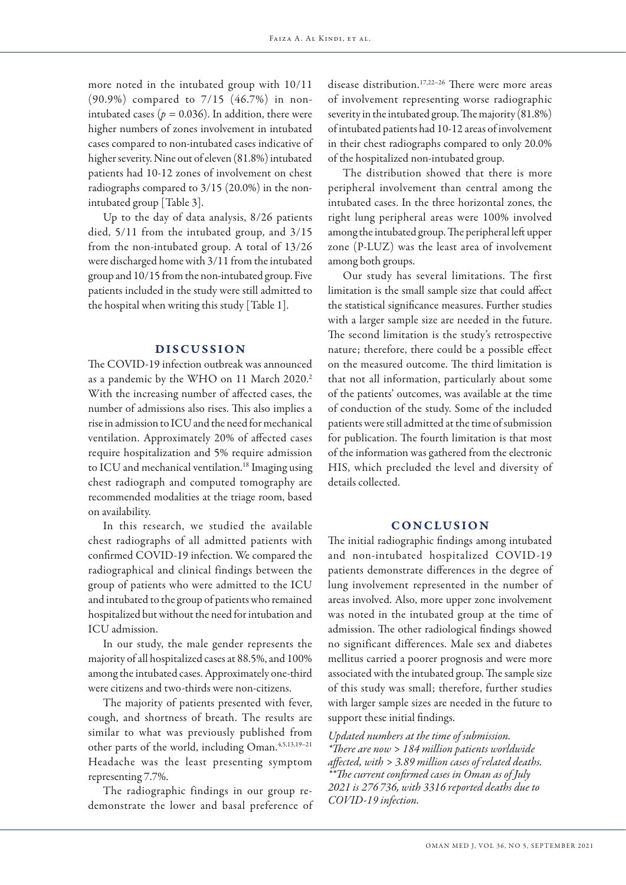more noted in the intubated group with 10/11 (90.9%) compared to 7/15 (46.7%) in non-intubated cases ($p = 0.036$). In addition, there were higher numbers of zones involvement in intubated cases compared to non-intubated cases indicative of higher severity. Nine out of eleven (81.8%) intubated patients had 10-12 zones of involvement on chest radiographs compared to 3/15 (20.0%) in the non-intubated group [Table 3].

Up to the day of data analysis, 8/26 patients died, 5/11 from the intubated group, and 3/15 from the non-intubated group. A total of 13/26 were discharged home with 3/11 from the intubated group and 10/15 from the non-intubated group. Five patients included in the study were still admitted to the hospital when writing this study [Table 1].

## DISCUSSION

The COVID-19 infection outbreak was announced as a pandemic by the WHO on 11 March 2020.[2] With the increasing number of affected cases, the number of admissions also rises. This also implies a rise in admission to ICU and the need for mechanical ventilation. Approximately 20% of affected cases require hospitalization and 5% require admission to ICU and mechanical ventilation.[18] Imaging using chest radiograph and computed tomography are recommended modalities at the triage room, based on availability.

In this research, we studied the available chest radiographs of all admitted patients with confirmed COVID-19 infection. We compared the radiographical and clinical findings between the group of patients who were admitted to the ICU and intubated to the group of patients who remained hospitalized but without the need for intubation and ICU admission.

In our study, the male gender represents the majority of all hospitalized cases at 88.5%, and 100% among the intubated cases. Approximately one-third were citizens and two-thirds were non-citizens.

The majority of patients presented with fever, cough, and shortness of breath. The results are similar to what was previously published from other parts of the world, including Oman.[4,5,13,19–21] Headache was the least presenting symptom representing 7.7%.

The radiographic findings in our group re-demonstrate the lower and basal preference of disease distribution.[17,22–26] There were more areas of involvement representing worse radiographic severity in the intubated group. The majority (81.8%) of intubated patients had 10-12 areas of involvement in their chest radiographs compared to only 20.0% of the hospitalized non-intubated group.

The distribution showed that there is more peripheral involvement than central among the intubated cases. In the three horizontal zones, the right lung peripheral areas were 100% involved among the intubated group. The peripheral left upper zone (P-LUZ) was the least area of involvement among both groups.

Our study has several limitations. The first limitation is the small sample size that could affect the statistical significance measures. Further studies with a larger sample size are needed in the future. The second limitation is the study's retrospective nature; therefore, there could be a possible effect on the measured outcome. The third limitation is that not all information, particularly about some of the patients' outcomes, was available at the time of conduction of the study. Some of the included patients were still admitted at the time of submission for publication. The fourth limitation is that most of the information was gathered from the electronic HIS, which precluded the level and diversity of details collected.

## CONCLUSION

The initial radiographic findings among intubated and non-intubated hospitalized COVID-19 patients demonstrate differences in the degree of lung involvement represented in the number of areas involved. Also, more upper zone involvement was noted in the intubated group at the time of admission. The other radiological findings showed no significant differences. Male sex and diabetes mellitus carried a poorer prognosis and were more associated with the intubated group. The sample size of this study was small; therefore, further studies with larger sample sizes are needed in the future to support these initial findings.

*Updated numbers at the time of submission.*
**There are now > 184 million patients worldwide affected, with > 3.89 million cases of related deaths.*
***The current confirmed cases in Oman as of July 2021 is 276 736, with 3316 reported deaths due to COVID-19 infection.*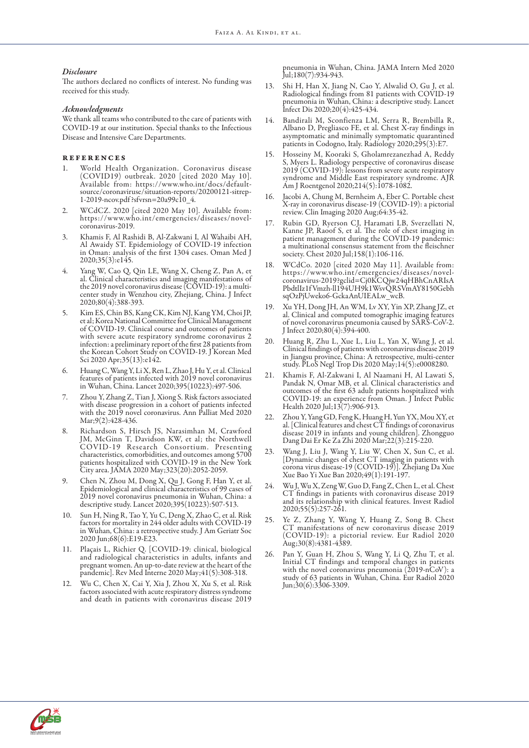### *Disclosure*

The authors declared no conflicts of interest. No funding was received for this study.

### *Acknowledgments*

We thank all teams who contributed to the care of patients with COVID-19 at our institution. Special thanks to the Infectious Disease and Intensive Care Departments.

## references

1. World Health Organization. Coronavirus disease (COVID19) outbreak. 2020 [cited 2020 May 10]. Available from: https://www.who.int/docs/default-source/coronaviruse/situation-reports/20200121-sitrep-1-2019-ncov.pdf?sfvrsn=20a99c10_4.
2. WCdCZ. 2020 [cited 2020 May 10]. Available from: https://www.who.int/emergencies/diseases/novel-coronavirus-2019.
3. Khamis F, Al Rashidi B, Al-Zakwani I, Al Wahaibi AH, Al Awaidy ST. Epidemiology of COVID-19 infection in Oman: analysis of the first 1304 cases. Oman Med J 2020;35(3):e145.
4. Yang W, Cao Q, Qin LE, Wang X, Cheng Z, Pan A, et al. Clinical characteristics and imaging manifestations of the 2019 novel coronavirus disease (COVID-19): a multi-center study in Wenzhou city, Zhejiang, China. J Infect 2020;80(4):388-393.
5. Kim ES, Chin BS, Kang CK, Kim NJ, Kang YM, Choi JP, et al; Korea National Committee for Clinical Management of COVID-19. Clinical course and outcomes of patients with severe acute respiratory syndrome coronavirus 2 infection: a preliminary report of the first 28 patients from the Korean Cohort Study on COVID-19. J Korean Med Sci 2020 Apr;35(13):e142.
6. Huang C, Wang Y, Li X, Ren L, Zhao J, Hu Y, et al. Clinical features of patients infected with 2019 novel coronavirus in Wuhan, China. Lancet 2020;395(10223):497-506.
7. Zhou Y, Zhang Z, Tian J, Xiong S. Risk factors associated with disease progression in a cohort of patients infected with the 2019 novel coronavirus. Ann Palliat Med 2020 Mar;9(2):428-436.
8. Richardson S, Hirsch JS, Narasimhan M, Crawford JM, McGinn T, Davidson KW, et al; the Northwell COVID-19 Research Consortium. Presenting characteristics, comorbidities, and outcomes among 5700 patients hospitalized with COVID-19 in the New York City area. JAMA 2020 May;323(20):2052-2059.
9. Chen N, Zhou M, Dong X, Qu J, Gong F, Han Y, et al. Epidemiological and clinical characteristics of 99 cases of 2019 novel coronavirus pneumonia in Wuhan, China: a descriptive study. Lancet 2020;395(10223):507-513.
10. Sun H, Ning R, Tao Y, Yu C, Deng X, Zhao C, et al. Risk factors for mortality in 244 older adults with COVID-19 in Wuhan, China: a retrospective study. J Am Geriatr Soc 2020 Jun;68(6):E19-E23.
11. Plaçais L, Richier Q. [COVID-19: clinical, biological and radiological characteristics in adults, infants and pregnant women. An up-to-date review at the heart of the pandemic]. Rev Med Interne 2020 May;41(5):308-318.
12. Wu C, Chen X, Cai Y, Xia J, Zhou X, Xu S, et al. Risk factors associated with acute respiratory distress syndrome and death in patients with coronavirus disease 2019 pneumonia in Wuhan, China. JAMA Intern Med 2020 Jul;180(7):934-943.
13. Shi H, Han X, Jiang N, Cao Y, Alwalid O, Gu J, et al. Radiological findings from 81 patients with COVID-19 pneumonia in Wuhan, China: a descriptive study. Lancet Infect Dis 2020;20(4):425-434.
14. Bandirali M, Sconfienza LM, Serra R, Brembilla R, Albano D, Pregliasco FE, et al. Chest X-ray findings in asymptomatic and minimally symptomatic quarantined patients in Codogno, Italy. Radiology 2020;295(3):E7.
15. Hosseiny M, Kooraki S, Gholamrezanezhad A, Reddy S, Myers L. Radiology perspective of coronavirus disease 2019 (COVID-19): lessons from severe acute respiratory syndrome and Middle East respiratory syndrome. AJR Am J Roentgenol 2020;214(5):1078-1082.
16. Jacobi A, Chung M, Bernheim A, Eber C. Portable chest X-ray in coronavirus disease-19 (COVID-19): a pictorial review. Clin Imaging 2020 Aug;64:35-42.
17. Rubin GD, Ryerson CJ, Haramati LB, Sverzellati N, Kanne JP, Raoof S, et al. The role of chest imaging in patient management during the COVID-19 pandemic: a multinational consensus statement from the fleischner society. Chest 2020 Jul;158(1):106-116.
18. WCdCo. 2020 [cited 2020 May 11]. Available from: https://www.who.int/emergencies/diseases/novel-coronavirus-2019?gclid=Cj0KCQjw24qHBhCnARIsAPbdtlIz1fVmzh-ll194UH9k1WsvQRSVmAY8150GebhsqOzPjUweko6-GckaAnUIEALw_wcB.
19. Xu YH, Dong JH, An WM, Lv XY, Yin XP, Zhang JZ, et al. Clinical and computed tomographic imaging features of novel coronavirus pneumonia caused by SARS-CoV-2. J Infect 2020;80(4):394-400.
20. Huang R, Zhu L, Xue L, Liu L, Yan X, Wang J, et al. Clinical findings of patients with coronavirus disease 2019 in Jiangsu province, China: A retrospective, multi-center study. PLoS Negl Trop Dis 2020 May;14(5):e0008280.
21. Khamis F, Al-Zakwani I, Al Naamani H, Al Lawati S, Pandak N, Omar MB, et al. Clinical characteristics and outcomes of the first 63 adult patients hospitalized with COVID-19: an experience from Oman. J Infect Public Health 2020 Jul;13(7):906-913.
22. Zhou Y, Yang GD, Feng K, Huang H, Yun YX, Mou XY, et al. [Clinical features and chest CT findings of coronavirus disease 2019 in infants and young children]. Zhongguo Dang Dai Er Ke Za Zhi 2020 Mar;22(3):215-220.
23. Wang J, Liu J, Wang Y, Liu W, Chen X, Sun C, et al. [Dynamic changes of chest CT imaging in patients with corona virus disease-19 (COVID-19)]. Zhejiang Da Xue Xue Bao Yi Xue Ban 2020;49(1):191-197.
24. Wu J, Wu X, Zeng W, Guo D, Fang Z, Chen L, et al. Chest CT findings in patients with coronavirus disease 2019 and its relationship with clinical features. Invest Radiol 2020;55(5):257-261.
25. Ye Z, Zhang Y, Wang Y, Huang Z, Song B. Chest CT manifestations of new coronavirus disease 2019 (COVID-19): a pictorial review. Eur Radiol 2020 Aug;30(8):4381-4389.
26. Pan Y, Guan H, Zhou S, Wang Y, Li Q, Zhu T, et al. Initial CT findings and temporal changes in patients with the novel coronavirus pneumonia (2019-nCoV): a study of 63 patients in Wuhan, China. Eur Radiol 2020 Jun;30(6):3306-3309.